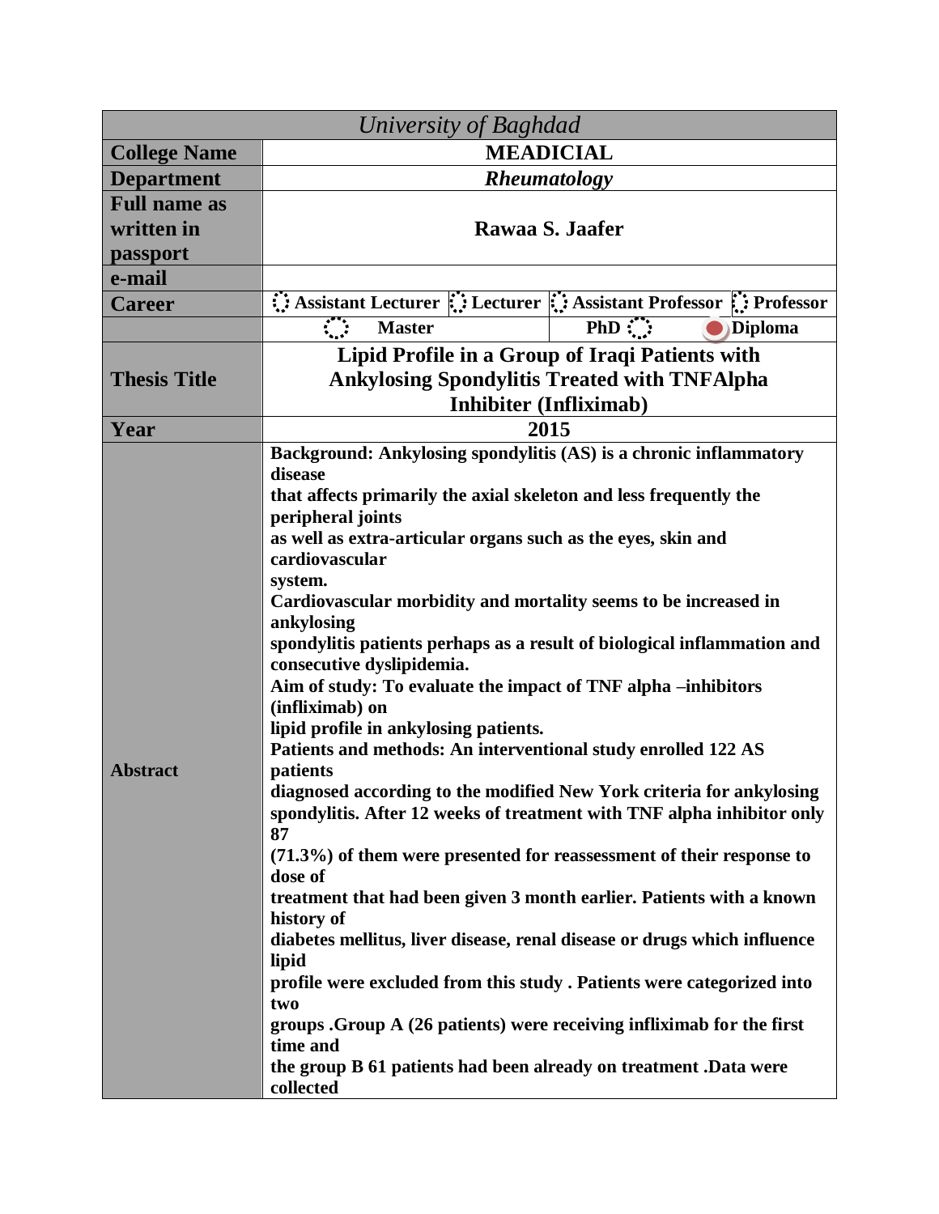| University of Baghdad | | | | |
|---|---|---|---|---|
| **College Name** | **MEADICIAL** | | | |
| **Department** | ***Rheumatology*** | | | |
| **Full name as written in passport** | **Rawaa S. Jaafer** | | | |
| **e-mail** | | | | |
| **Career** | **Assistant Lecturer** | **Lecturer** | **Assistant Professor** | **Professor** |
| | **Master** | | **PhD** | **Diploma** (selected) |
| **Thesis Title** | **Lipid Profile in a Group of Iraqi Patients with Ankylosing Spondylitis Treated with TNFAlpha Inhibiter (Infliximab)** | | | |
| **Year** | **2015** | | | |
| **Abstract** | **Background: Ankylosing spondylitis (AS) is a chronic inflammatory disease that affects primarily the axial skeleton and less frequently the peripheral joints as well as extra-articular organs such as the eyes, skin and cardiovascular system. Cardiovascular morbidity and mortality seems to be increased in ankylosing spondylitis patients perhaps as a result of biological inflammation and consecutive dyslipidemia. Aim of study: To evaluate the impact of TNF alpha –inhibitors (infliximab) on lipid profile in ankylosing patients. Patients and methods: An interventional study enrolled 122 AS patients diagnosed according to the modified New York criteria for ankylosing spondylitis. After 12 weeks of treatment with TNF alpha inhibitor only 87 (71.3%) of them were presented for reassessment of their response to dose of treatment that had been given 3 month earlier. Patients with a known history of diabetes mellitus, liver disease, renal disease or drugs which influence lipid profile were excluded from this study . Patients were categorized into two groups .Group A (26 patients) were receiving infliximab for the first time and the group B 61 patients had been already on treatment .Data were collected** | | | |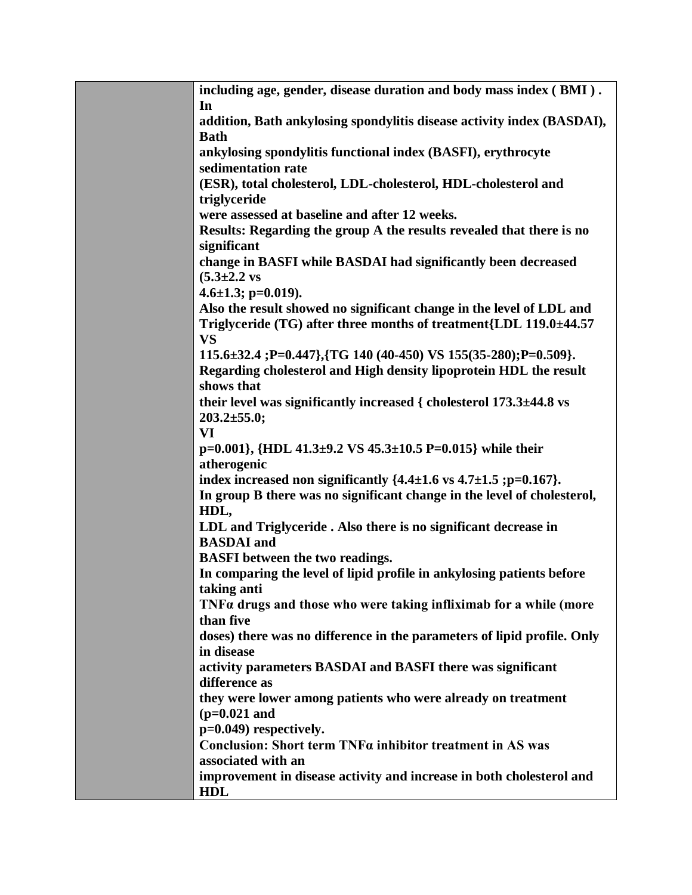| | **including age, gender, disease duration and body mass index ( BMI ) . In addition, Bath ankylosing spondylitis disease activity index (BASDAI), Bath ankylosing spondylitis functional index (BASFI), erythrocyte sedimentation rate (ESR), total cholesterol, LDL-cholesterol, HDL-cholesterol and triglyceride were assessed at baseline and after 12 weeks.**<br>**Results: Regarding the group A the results revealed that there is no significant change in BASFI while BASDAI had significantly been decreased (5.3±2.2 vs 4.6±1.3; p=0.019).**<br>**Also the result showed no significant change in the level of LDL and Triglyceride (TG) after three months of treatment{LDL 119.0±44.57 VS 115.6±32.4 ;P=0.447},{TG 140 (40-450) VS 155(35-280);P=0.509}.**<br>**Regarding cholesterol and High density lipoprotein HDL the result shows that their level was significantly increased { cholesterol 173.3±44.8 vs 203.2±55.0;**<br>**VI**<br>**p=0.001}, {HDL 41.3±9.2 VS 45.3±10.5 P=0.015} while their atherogenic index increased non significantly {4.4±1.6 vs 4.7±1.5 ;p=0.167}.**<br>**In group B there was no significant change in the level of cholesterol, HDL, LDL and Triglyceride . Also there is no significant decrease in BASDAI and BASFI between the two readings.**<br>**In comparing the level of lipid profile in ankylosing patients before taking anti TNFα drugs and those who were taking infliximab for a while (more than five doses) there was no difference in the parameters of lipid profile. Only in disease activity parameters BASDAI and BASFI there was significant difference as they were lower among patients who were already on treatment (p=0.021 and p=0.049) respectively.**<br>**Conclusion: Short term TNFα inhibitor treatment in AS was associated with an improvement in disease activity and increase in both cholesterol and HDL** |
|---|---|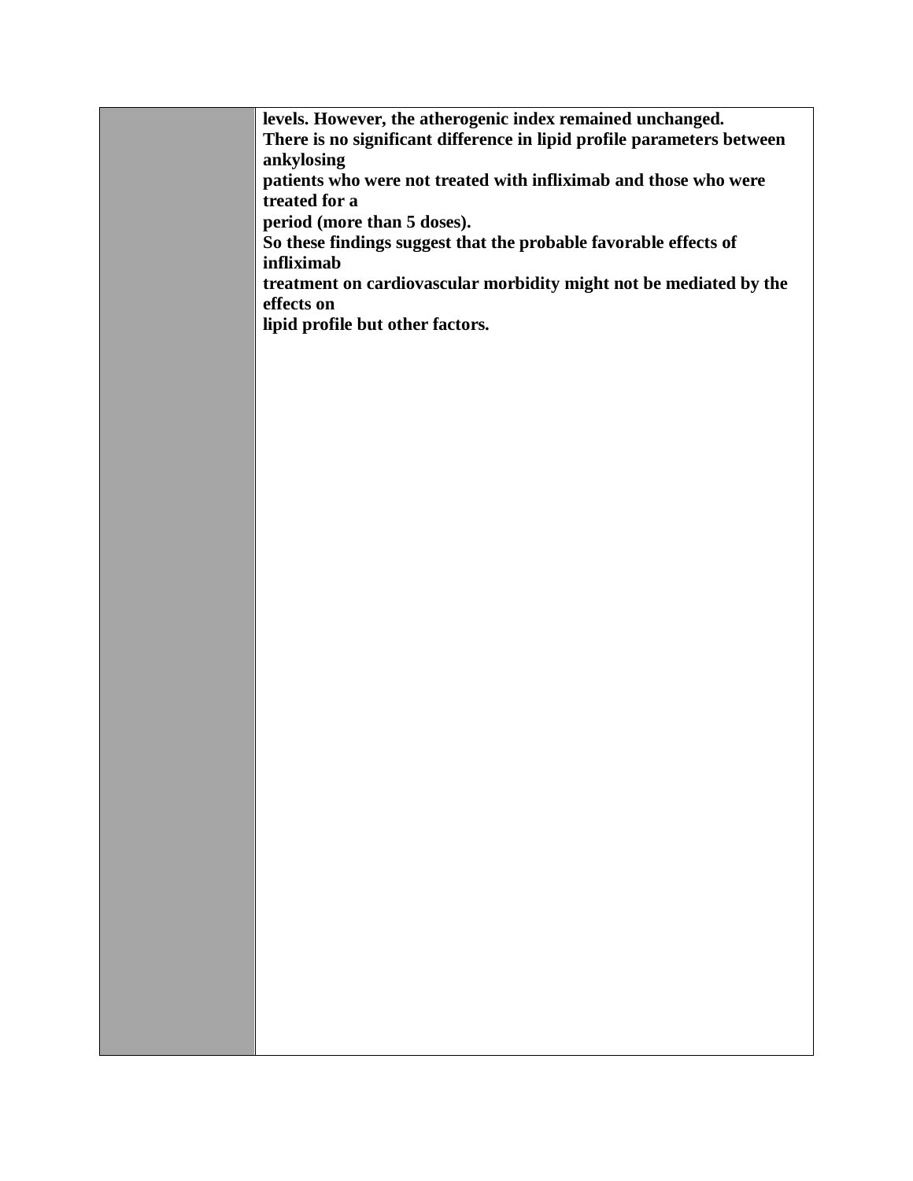| | |
|---|---|
| | **levels. However, the atherogenic index remained unchanged. There is no significant difference in lipid profile parameters between ankylosing patients who were not treated with infliximab and those who were treated for a period (more than 5 doses). So these findings suggest that the probable favorable effects of infliximab treatment on cardiovascular morbidity might not be mediated by the effects on lipid profile but other factors.** |